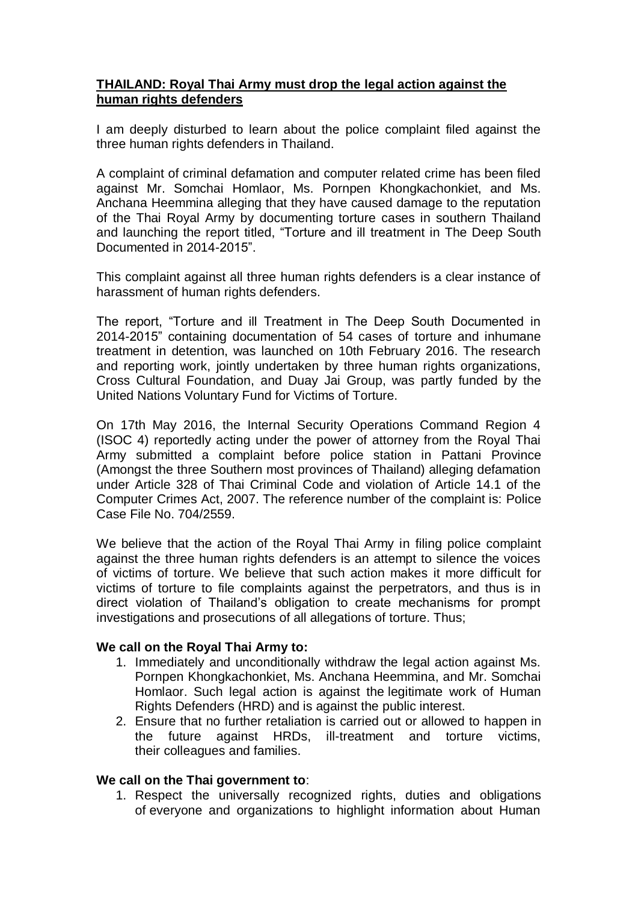**THAILAND: Royal Thai Army must drop the legal action against the human rights defenders**

I am deeply disturbed to learn about the police complaint filed against the three human rights defenders in Thailand.

A complaint of criminal defamation and computer related crime has been filed against Mr. Somchai Homlaor, Ms. Pornpen Khongkachonkiet, and Ms. Anchana Heemmina alleging that they have caused damage to the reputation of the Thai Royal Army by documenting torture cases in southern Thailand and launching the report titled, "Torture and ill treatment in The Deep South Documented in 2014-2015".

This complaint against all three human rights defenders is a clear instance of harassment of human rights defenders.

The report, "Torture and ill Treatment in The Deep South Documented in 2014-2015" containing documentation of 54 cases of torture and inhumane treatment in detention, was launched on 10th February 2016. The research and reporting work, jointly undertaken by three human rights organizations, Cross Cultural Foundation, and Duay Jai Group, was partly funded by the United Nations Voluntary Fund for Victims of Torture.

On 17th May 2016, the Internal Security Operations Command Region 4 (ISOC 4) reportedly acting under the power of attorney from the Royal Thai Army submitted a complaint before police station in Pattani Province (Amongst the three Southern most provinces of Thailand) alleging defamation under Article 328 of Thai Criminal Code and violation of Article 14.1 of the Computer Crimes Act, 2007. The reference number of the complaint is: Police Case File No. 704/2559.

We believe that the action of the Royal Thai Army in filing police complaint against the three human rights defenders is an attempt to silence the voices of victims of torture. We believe that such action makes it more difficult for victims of torture to file complaints against the perpetrators, and thus is in direct violation of Thailand's obligation to create mechanisms for prompt investigations and prosecutions of all allegations of torture. Thus;

**We call on the Royal Thai Army to:**

1. Immediately and unconditionally withdraw the legal action against Ms. Pornpen Khongkachonkiet, Ms. Anchana Heemmina, and Mr. Somchai Homlaor. Such legal action is against the legitimate work of Human Rights Defenders (HRD) and is against the public interest.
2. Ensure that no further retaliation is carried out or allowed to happen in the future against HRDs, ill-treatment and torture victims, their colleagues and families.

**We call on the Thai government to**:

1. Respect the universally recognized rights, duties and obligations of everyone and organizations to highlight information about Human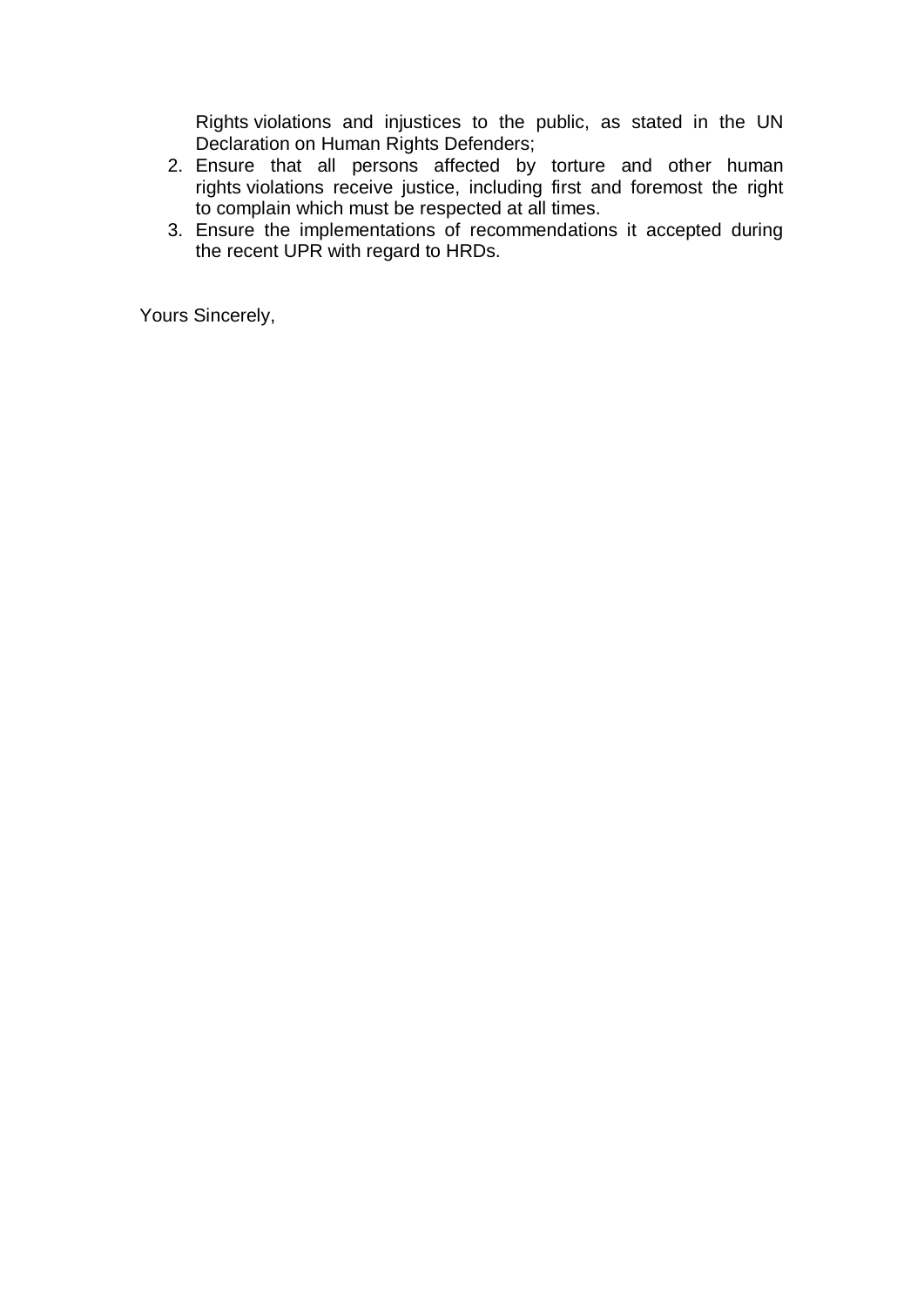Rights violations and injustices to the public, as stated in the UN Declaration on Human Rights Defenders;

2. Ensure that all persons affected by torture and other human rights violations receive justice, including first and foremost the right to complain which must be respected at all times.
3. Ensure the implementations of recommendations it accepted during the recent UPR with regard to HRDs.

Yours Sincerely,